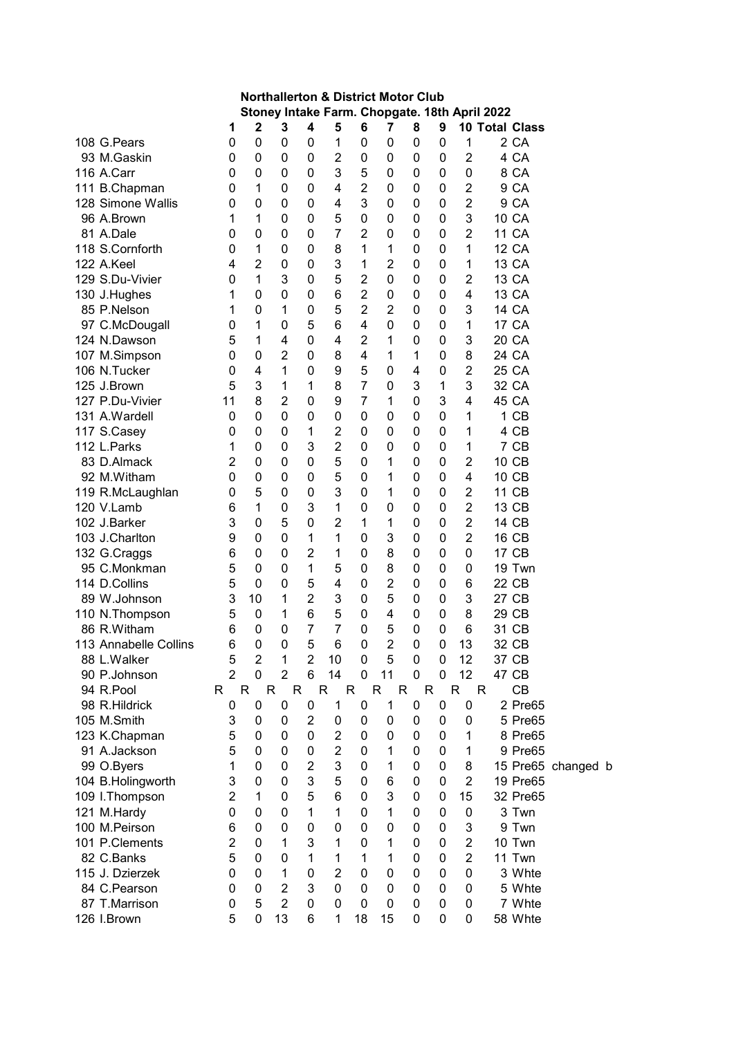**Northallerton & District Motor Club**

**Stoney Intake Farm. Chopgate. 18th April 2022**

| | | 1 | 2 | 3 | 4 | 5 | 6 | 7 | 8 | 9 | 10 | Total | Class | |
|---|---|---|---|---|---|---|---|---|---|---|---|---|---|---|
| 108 | G.Pears | 0 | 0 | 0 | 0 | 1 | 0 | 0 | 0 | 0 | 1 | 2 | CA | |
| 93 | M.Gaskin | 0 | 0 | 0 | 0 | 2 | 0 | 0 | 0 | 0 | 2 | 4 | CA | |
| 116 | A.Carr | 0 | 0 | 0 | 0 | 3 | 5 | 0 | 0 | 0 | 0 | 8 | CA | |
| 111 | B.Chapman | 0 | 1 | 0 | 0 | 4 | 2 | 0 | 0 | 0 | 2 | 9 | CA | |
| 128 | Simone Wallis | 0 | 0 | 0 | 0 | 4 | 3 | 0 | 0 | 0 | 2 | 9 | CA | |
| 96 | A.Brown | 1 | 1 | 0 | 0 | 5 | 0 | 0 | 0 | 0 | 3 | 10 | CA | |
| 81 | A.Dale | 0 | 0 | 0 | 0 | 7 | 2 | 0 | 0 | 0 | 2 | 11 | CA | |
| 118 | S.Cornforth | 0 | 1 | 0 | 0 | 8 | 1 | 1 | 0 | 0 | 1 | 12 | CA | |
| 122 | A.Keel | 4 | 2 | 0 | 0 | 3 | 1 | 2 | 0 | 0 | 1 | 13 | CA | |
| 129 | S.Du-Vivier | 0 | 1 | 3 | 0 | 5 | 2 | 0 | 0 | 0 | 2 | 13 | CA | |
| 130 | J.Hughes | 1 | 0 | 0 | 0 | 6 | 2 | 0 | 0 | 0 | 4 | 13 | CA | |
| 85 | P.Nelson | 1 | 0 | 1 | 0 | 5 | 2 | 2 | 0 | 0 | 3 | 14 | CA | |
| 97 | C.McDougall | 0 | 1 | 0 | 5 | 6 | 4 | 0 | 0 | 0 | 1 | 17 | CA | |
| 124 | N.Dawson | 5 | 1 | 4 | 0 | 4 | 2 | 1 | 0 | 0 | 3 | 20 | CA | |
| 107 | M.Simpson | 0 | 0 | 2 | 0 | 8 | 4 | 1 | 1 | 0 | 8 | 24 | CA | |
| 106 | N.Tucker | 0 | 4 | 1 | 0 | 9 | 5 | 0 | 4 | 0 | 2 | 25 | CA | |
| 125 | J.Brown | 5 | 3 | 1 | 1 | 8 | 7 | 0 | 3 | 1 | 3 | 32 | CA | |
| 127 | P.Du-Vivier | 11 | 8 | 2 | 0 | 9 | 7 | 1 | 0 | 3 | 4 | 45 | CA | |
| 131 | A.Wardell | 0 | 0 | 0 | 0 | 0 | 0 | 0 | 0 | 0 | 1 | 1 | CB | |
| 117 | S.Casey | 0 | 0 | 0 | 1 | 2 | 0 | 0 | 0 | 0 | 1 | 4 | CB | |
| 112 | L.Parks | 1 | 0 | 0 | 3 | 2 | 0 | 0 | 0 | 0 | 1 | 7 | CB | |
| 83 | D.Almack | 2 | 0 | 0 | 0 | 5 | 0 | 1 | 0 | 0 | 2 | 10 | CB | |
| 92 | M.Witham | 0 | 0 | 0 | 0 | 5 | 0 | 1 | 0 | 0 | 4 | 10 | CB | |
| 119 | R.McLaughlan | 0 | 5 | 0 | 0 | 3 | 0 | 1 | 0 | 0 | 2 | 11 | CB | |
| 120 | V.Lamb | 6 | 1 | 0 | 3 | 1 | 0 | 0 | 0 | 0 | 2 | 13 | CB | |
| 102 | J.Barker | 3 | 0 | 5 | 0 | 2 | 1 | 1 | 0 | 0 | 2 | 14 | CB | |
| 103 | J.Charlton | 9 | 0 | 0 | 1 | 1 | 0 | 3 | 0 | 0 | 2 | 16 | CB | |
| 132 | G.Craggs | 6 | 0 | 0 | 2 | 1 | 0 | 8 | 0 | 0 | 0 | 17 | CB | |
| 95 | C.Monkman | 5 | 0 | 0 | 1 | 5 | 0 | 8 | 0 | 0 | 0 | 19 | Twn | |
| 114 | D.Collins | 5 | 0 | 0 | 5 | 4 | 0 | 2 | 0 | 0 | 6 | 22 | CB | |
| 89 | W.Johnson | 3 | 10 | 1 | 2 | 3 | 0 | 5 | 0 | 0 | 3 | 27 | CB | |
| 110 | N.Thompson | 5 | 0 | 1 | 6 | 5 | 0 | 4 | 0 | 0 | 8 | 29 | CB | |
| 86 | R.Witham | 6 | 0 | 0 | 7 | 7 | 0 | 5 | 0 | 0 | 6 | 31 | CB | |
| 113 | Annabelle Collins | 6 | 0 | 0 | 5 | 6 | 0 | 2 | 0 | 0 | 13 | 32 | CB | |
| 88 | L.Walker | 5 | 2 | 1 | 2 | 10 | 0 | 5 | 0 | 0 | 12 | 37 | CB | |
| 90 | P.Johnson | 2 | 0 | 2 | 6 | 14 | 0 | 11 | 0 | 0 | 12 | 47 | CB | |
| 94 | R.Pool | R | R | R | R | R | R | R | R | R | R | R | CB | |
| 98 | R.Hildrick | 0 | 0 | 0 | 0 | 1 | 0 | 1 | 0 | 0 | 0 | 2 | Pre65 | |
| 105 | M.Smith | 3 | 0 | 0 | 2 | 0 | 0 | 0 | 0 | 0 | 0 | 5 | Pre65 | |
| 123 | K.Chapman | 5 | 0 | 0 | 0 | 2 | 0 | 0 | 0 | 0 | 1 | 8 | Pre65 | |
| 91 | A.Jackson | 5 | 0 | 0 | 0 | 2 | 0 | 1 | 0 | 0 | 1 | 9 | Pre65 | |
| 99 | O.Byers | 1 | 0 | 0 | 2 | 3 | 0 | 1 | 0 | 0 | 8 | 15 | Pre65 | changed b |
| 104 | B.Holingworth | 3 | 0 | 0 | 3 | 5 | 0 | 6 | 0 | 0 | 2 | 19 | Pre65 | |
| 109 | I.Thompson | 2 | 1 | 0 | 5 | 6 | 0 | 3 | 0 | 0 | 15 | 32 | Pre65 | |
| 121 | M.Hardy | 0 | 0 | 0 | 1 | 1 | 0 | 1 | 0 | 0 | 0 | 3 | Twn | |
| 100 | M.Peirson | 6 | 0 | 0 | 0 | 0 | 0 | 0 | 0 | 0 | 3 | 9 | Twn | |
| 101 | P.Clements | 2 | 0 | 1 | 3 | 1 | 0 | 1 | 0 | 0 | 2 | 10 | Twn | |
| 82 | C.Banks | 5 | 0 | 0 | 1 | 1 | 1 | 1 | 0 | 0 | 2 | 11 | Twn | |
| 115 | J. Dzierzek | 0 | 0 | 1 | 0 | 2 | 0 | 0 | 0 | 0 | 0 | 3 | Whte | |
| 84 | C.Pearson | 0 | 0 | 2 | 3 | 0 | 0 | 0 | 0 | 0 | 0 | 5 | Whte | |
| 87 | T.Marrison | 0 | 5 | 2 | 0 | 0 | 0 | 0 | 0 | 0 | 0 | 7 | Whte | |
| 126 | I.Brown | 5 | 0 | 13 | 6 | 1 | 18 | 15 | 0 | 0 | 0 | 58 | Whte | |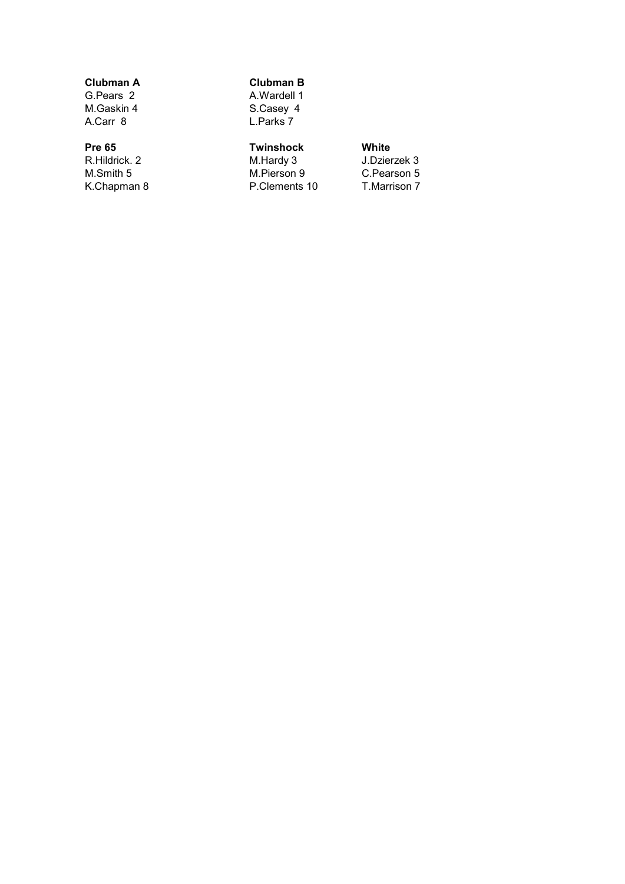**Clubman A**
G.Pears 2
M.Gaskin 4
A.Carr 8

**Clubman B**
A.Wardell 1
S.Casey 4
L.Parks 7

**Pre 65**
R.Hildrick. 2
M.Smith 5
K.Chapman 8

**Twinshock**
M.Hardy 3
M.Pierson 9
P.Clements 10

**White**
J.Dzierzek 3
C.Pearson 5
T.Marrison 7